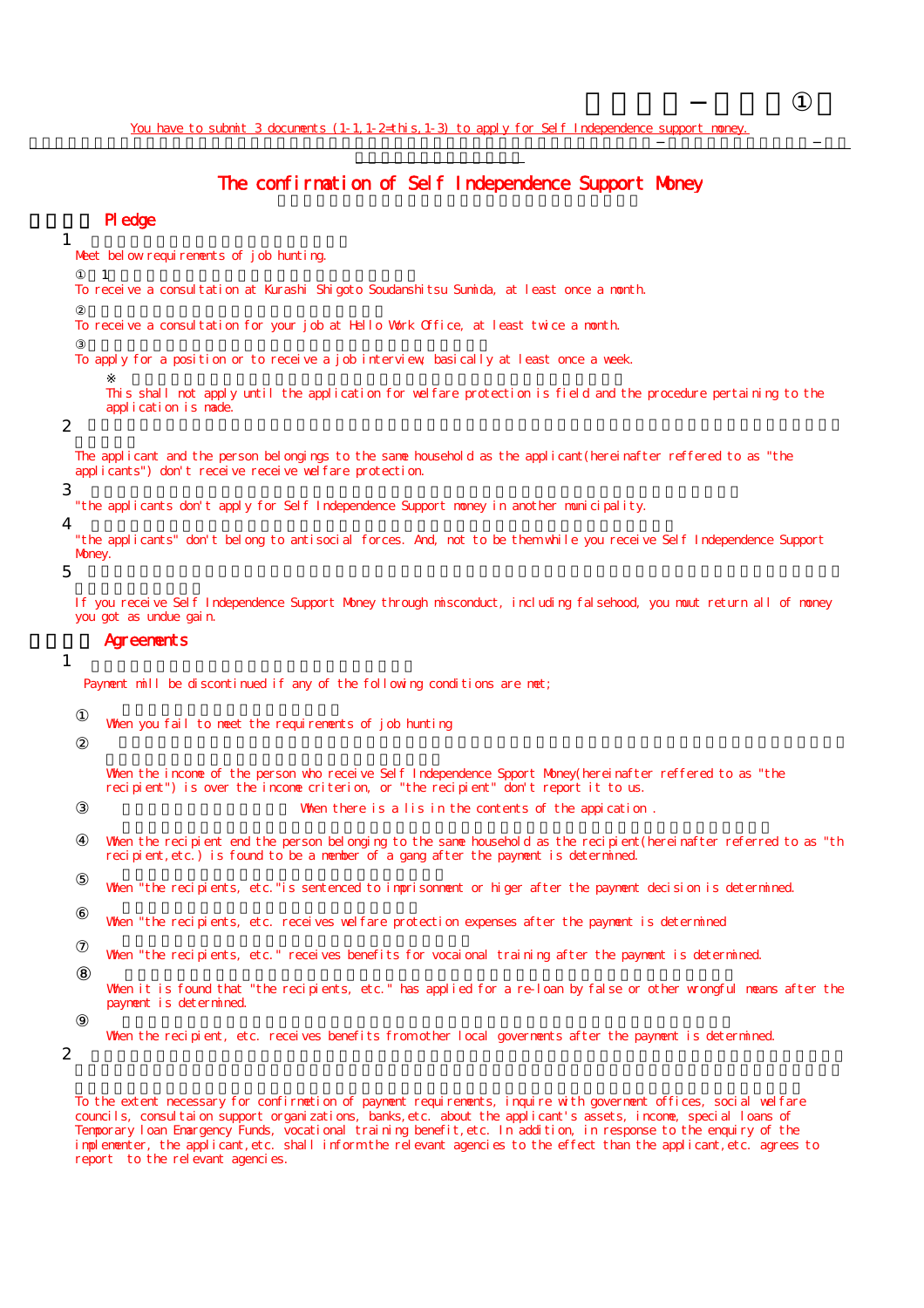You have to submit 3 documents (1-1,1-2=this,1-3) to apply for Self Independence support money.

# The confirmation of Self Independence Support Money

## Pledge

1 Meet below requirements of job hunting.

① To receive a consultation at Kurashi Shigoto Soudanshitsu Sumida, at least once a month.

② To receive a consultation for your job at Hello Work Office, at least twice a month.

③ To apply for a position or to receive a job interview, basically at least once a week.

※ This shall not apply until the application for welfare protection is field and the procedure pertaining to the application is made.

2 The applicant and the person belongings to the same household as the applicant(hereinafter reffered to as "the applicants") don't receive receive welfare protection.

3 "the applicants don't apply for Self Independence Support money in another municipality.

4 "the applicants" don't belong to antisocial forces. And, not to be them while you receive Self Independence Support Money.

5 If you receive Self Independence Support Money through misconduct, including falsehood, you must return all of money you got as undue gain.

## Agreements

1 Payment will be discontinued if any of the following conditions are met;

① When you fail to meet the requirements of job hunting

② When the income of the person who receive Self Independence Spport Money(hereinafter reffered to as "the recipient") is over the income criterion, or "the recipient" don't report it to us.

③ When there is a lis in the contents of the appication .

④ When the recipient end the person belonging to the same household as the recipient(hereinafter referred to as "th recipient,etc.) is found to be a member of a gang after the payment is determined.

⑤ When "the recipients, etc."is sentenced to imprisonment or higer after the payment decision is determined.

⑥ When "the recipients, etc. receives welfare protection expenses after the payment is determined

⑦ When "the recipients, etc." receives benefits for vocaional training after the payment is determined.

⑧ When it is found that "the recipients, etc." has applied for a re-loan by false or other wrongful means after the payment is determined.

⑨ When the recipient, etc. receives benefits from other local governments after the payment is determined.

2 To the extent necessary for confirmetion of payment requirements, inquire with government offices, social welfare councils, consultaion support organizations, banks,etc. about the applicant's assets, income, special loans of Temporary loan Emargency Funds, vocational training benefit,etc. In addition, in response to the enquiry of the implementer, the applicant,etc. shall inform the relevant agencies to the effect than the applicant,etc. agrees to report to the relevant agencies.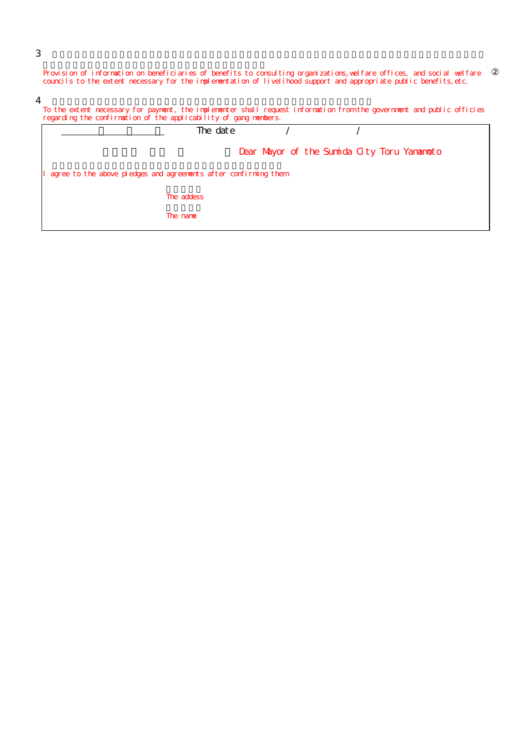3

Provision of information on beneficiaries of benefits to consulting organizations, welfare offices, and social welfare councils to the extent necessary for the implementation of livelihood support and appropriate public benefits, etc. ②

4

To the extent necessary for payment, the implementer shall request information from the government and public officies regarding the confirmation of the applicability of gang members.

| The date / / |
|---|
| Dear Mayor of the Sumida City Toru Yamamoto |
| I agree to the above pledges and agreements after confirming them |
| The addess |
| The name |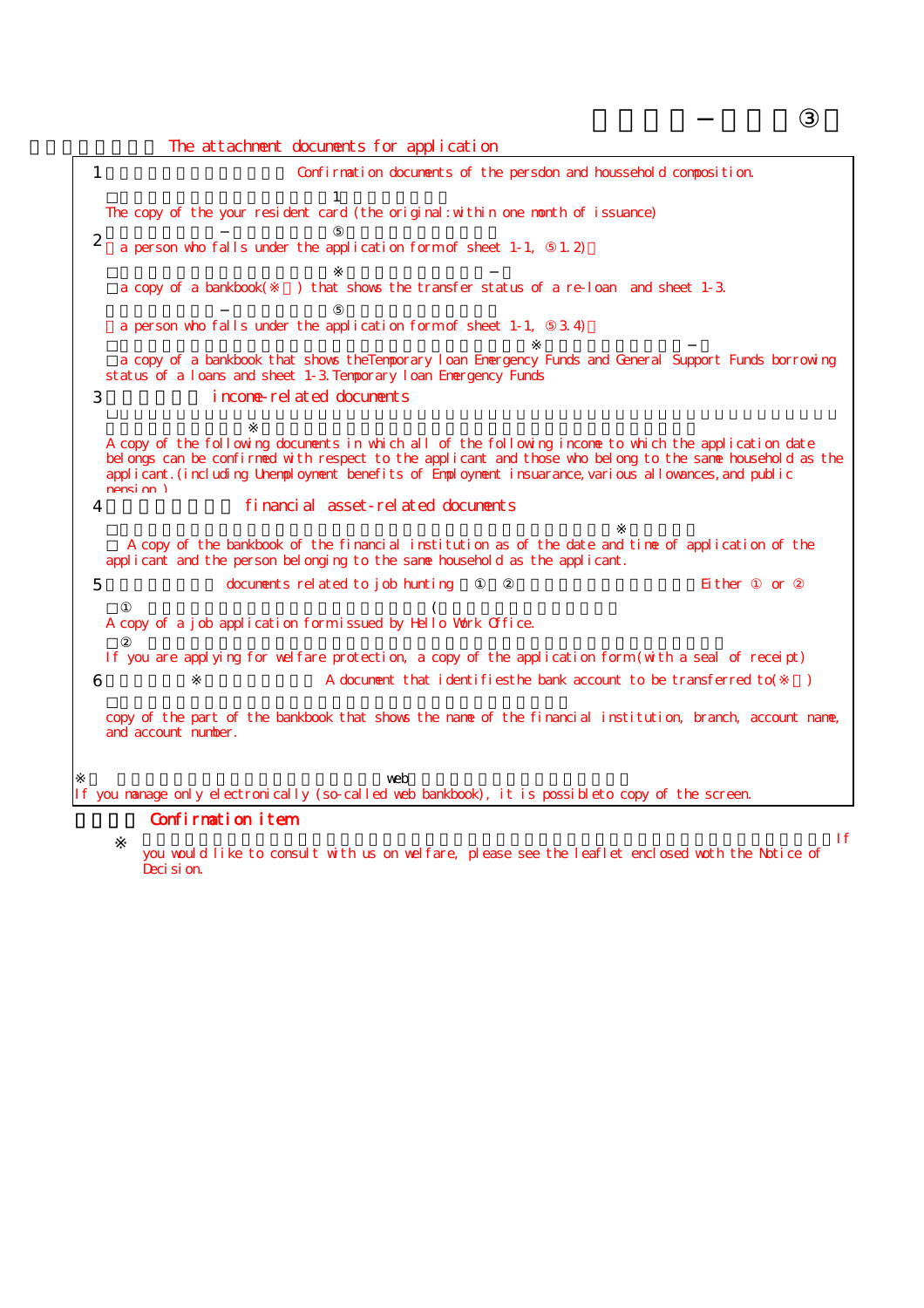The attachment documents for application

1 Confirmation documents of the persdon and housseholdcomposition.

□ 1
The copy of the your resident card (the original:within one month of issuance)

2 ⑤
a person who falls under the application form of sheet 1-1, ⑤1.2)

□ ※
□a copy of a bankbook(※ ) that shows the transfer status of a re-loan and sheet 1-3.

⑤
a person who falls under the application form of sheet 1-1, ⑤3.4)

□ ※
□a copy of a bankbook that shows theTemporary loan Emergency Funds and General Support Funds borrowing status of a loans and sheet 1-3.Temporary loan Emergency Funds

3 income-related documents

□
※
A copy of the following documents in which all of the following income to which the application date belongs can be confirmed with respect to the applicant and those who belong to the same household as the applicant.(including Unemployment benefits of Employment insuarance,various allowances,and public pension.)

4 financial asset-related documents

□ ※
□ A copy of the bankbook of the financial institution as of the date and time of application of the applicant and the person belonging to the same household as the applicant.

5 documents related to job hunting ① ② Either ① or ②

□① (
A copy of a job application form issued by Hello Work Office.

□②
If you are applying for welfare protection, a copy of the application form(with a seal of receipt)

6 ※ A document that identifiesthe bank account to be transferred to(※ )

□
copy of the part of the bankbook that shows the name of the financial institution, branch, account name, and account number.

※ web
If you manage only electronically (so-called web bankbook), it is possibleto copy of the screen.

Confirmation item

※ If you would like to consult with us on welfare, please see the leaflet enclosed woth the Notice of Decision.